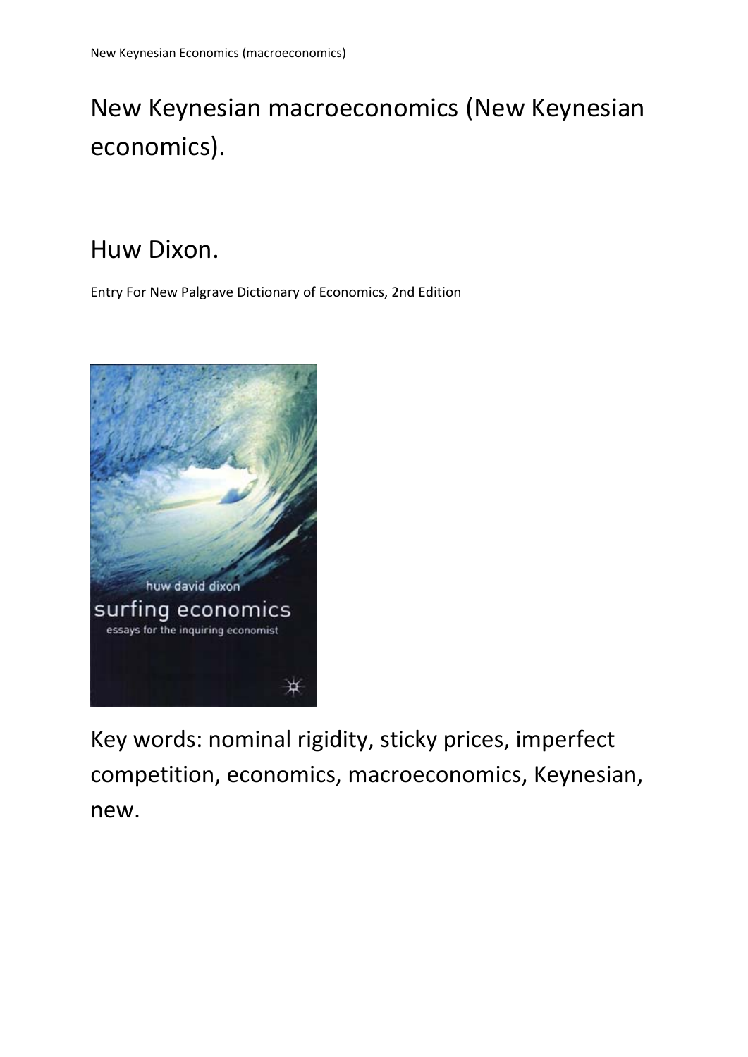# New Keynesian macroeconomics (New Keynesian economics).

## Huw Dixon.

Entry For New Palgrave Dictionary of Economics, 2nd Edition

Key words: nominal rigidity, sticky prices, imperfect competition, economics, macroeconomics, Keynesian, new.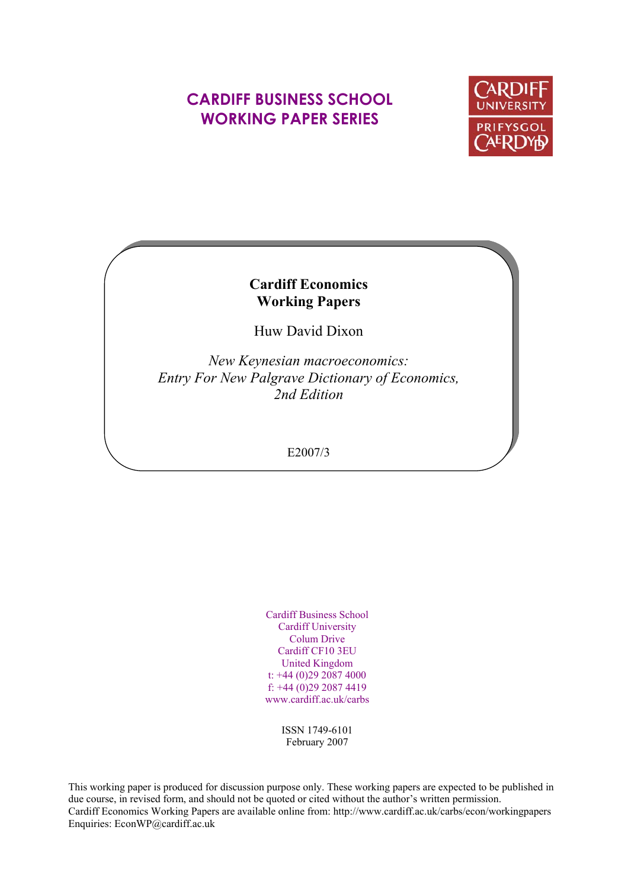# CARDIFF BUSINESS SCHOOL WORKING PAPER SERIES

CARDIFF UNIVERSITY

PRIFYSGOL CAERDYDD

**Cardiff Economics Working Papers**

Huw David Dixon

*New Keynesian macroeconomics: Entry For New Palgrave Dictionary of Economics, 2nd Edition*

E2007/3

Cardiff Business School
Cardiff University
Colum Drive
Cardiff CF10 3EU
United Kingdom
t: +44 (0)29 2087 4000
f: +44 (0)29 2087 4419
www.cardiff.ac.uk/carbs

ISSN 1749-6101
February 2007

This working paper is produced for discussion purpose only. These working papers are expected to be published in due course, in revised form, and should not be quoted or cited without the author's written permission.
Cardiff Economics Working Papers are available online from: http://www.cardiff.ac.uk/carbs/econ/workingpapers
Enquiries: EconWP@cardiff.ac.uk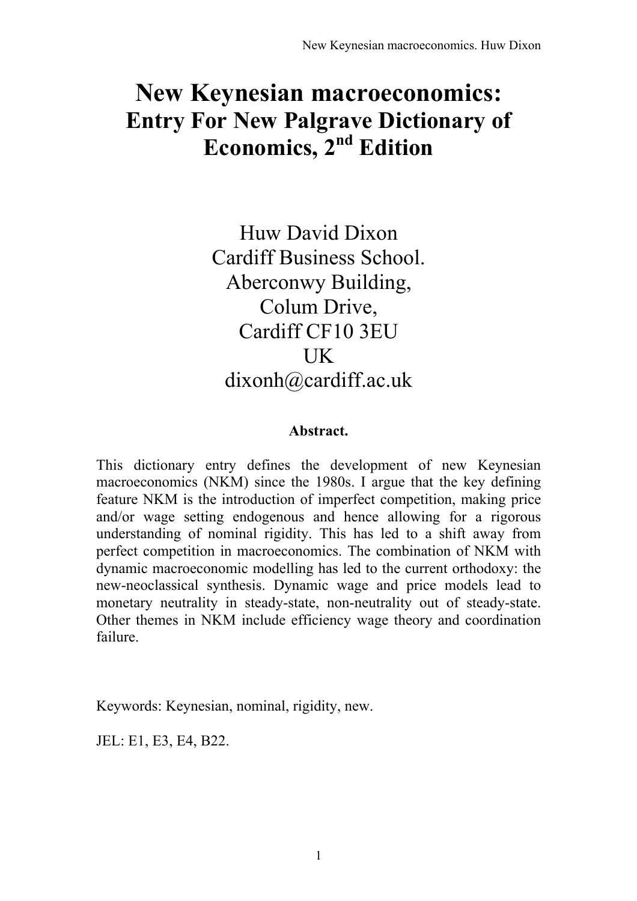# New Keynesian macroeconomics: Entry For New Palgrave Dictionary of Economics, 2nd Edition

Huw David Dixon
Cardiff Business School.
Aberconwy Building,
Colum Drive,
Cardiff CF10 3EU
UK
dixonh@cardiff.ac.uk

**Abstract.**

This dictionary entry defines the development of new Keynesian macroeconomics (NKM) since the 1980s. I argue that the key defining feature NKM is the introduction of imperfect competition, making price and/or wage setting endogenous and hence allowing for a rigorous understanding of nominal rigidity. This has led to a shift away from perfect competition in macroeconomics. The combination of NKM with dynamic macroeconomic modelling has led to the current orthodoxy: the new-neoclassical synthesis. Dynamic wage and price models lead to monetary neutrality in steady-state, non-neutrality out of steady-state. Other themes in NKM include efficiency wage theory and coordination failure.

Keywords: Keynesian, nominal, rigidity, new.

JEL: E1, E3, E4, B22.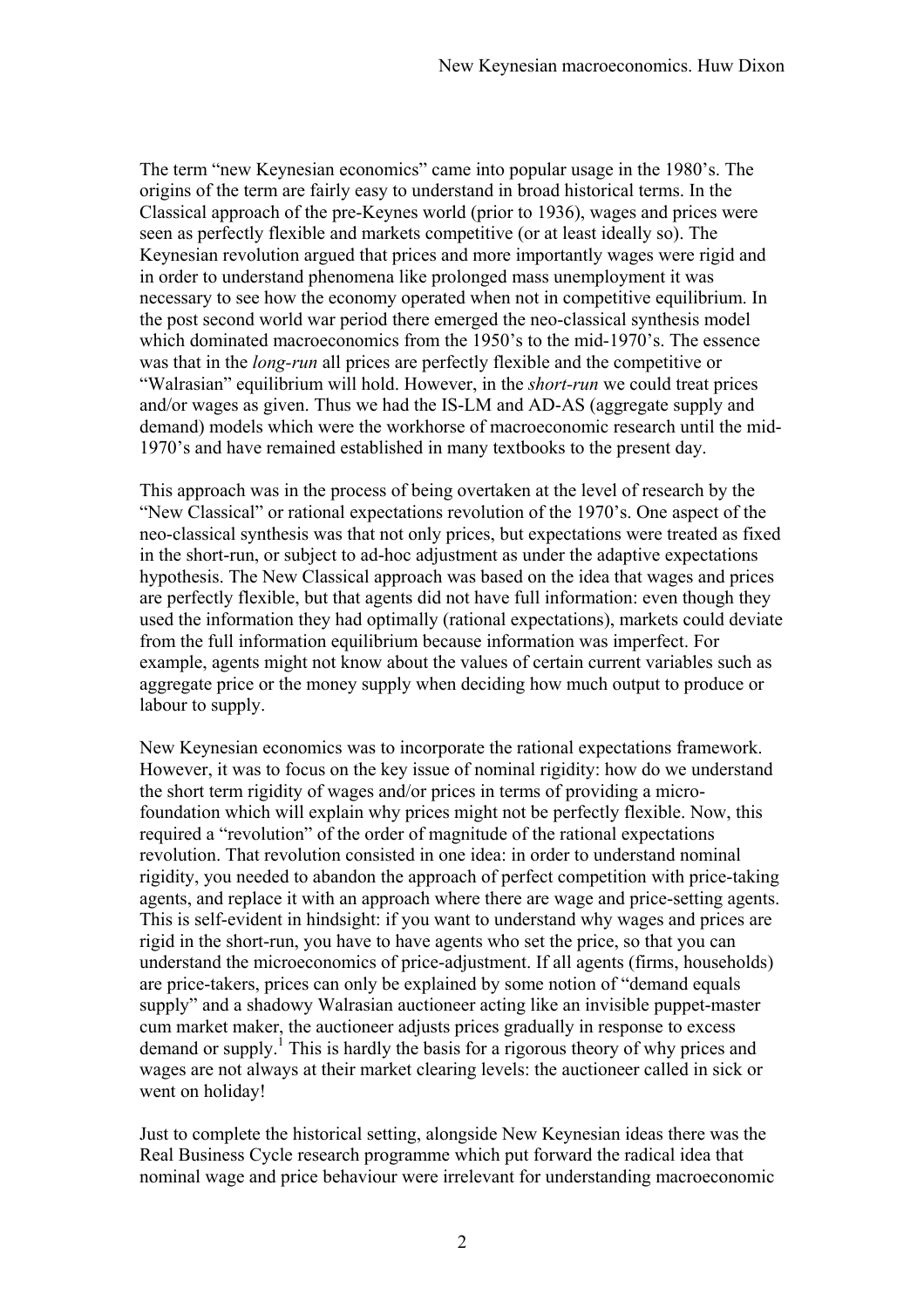The term "new Keynesian economics" came into popular usage in the 1980's. The origins of the term are fairly easy to understand in broad historical terms. In the Classical approach of the pre-Keynes world (prior to 1936), wages and prices were seen as perfectly flexible and markets competitive (or at least ideally so). The Keynesian revolution argued that prices and more importantly wages were rigid and in order to understand phenomena like prolonged mass unemployment it was necessary to see how the economy operated when not in competitive equilibrium. In the post second world war period there emerged the neo-classical synthesis model which dominated macroeconomics from the 1950's to the mid-1970's. The essence was that in the *long-run* all prices are perfectly flexible and the competitive or "Walrasian" equilibrium will hold. However, in the *short-run* we could treat prices and/or wages as given. Thus we had the IS-LM and AD-AS (aggregate supply and demand) models which were the workhorse of macroeconomic research until the mid-1970's and have remained established in many textbooks to the present day.

This approach was in the process of being overtaken at the level of research by the "New Classical" or rational expectations revolution of the 1970's. One aspect of the neo-classical synthesis was that not only prices, but expectations were treated as fixed in the short-run, or subject to ad-hoc adjustment as under the adaptive expectations hypothesis. The New Classical approach was based on the idea that wages and prices are perfectly flexible, but that agents did not have full information: even though they used the information they had optimally (rational expectations), markets could deviate from the full information equilibrium because information was imperfect. For example, agents might not know about the values of certain current variables such as aggregate price or the money supply when deciding how much output to produce or labour to supply.

New Keynesian economics was to incorporate the rational expectations framework. However, it was to focus on the key issue of nominal rigidity: how do we understand the short term rigidity of wages and/or prices in terms of providing a micro-foundation which will explain why prices might not be perfectly flexible. Now, this required a "revolution" of the order of magnitude of the rational expectations revolution. That revolution consisted in one idea: in order to understand nominal rigidity, you needed to abandon the approach of perfect competition with price-taking agents, and replace it with an approach where there are wage and price-setting agents. This is self-evident in hindsight: if you want to understand why wages and prices are rigid in the short-run, you have to have agents who set the price, so that you can understand the microeconomics of price-adjustment. If all agents (firms, households) are price-takers, prices can only be explained by some notion of "demand equals supply" and a shadowy Walrasian auctioneer acting like an invisible puppet-master cum market maker, the auctioneer adjusts prices gradually in response to excess demand or supply.[1] This is hardly the basis for a rigorous theory of why prices and wages are not always at their market clearing levels: the auctioneer called in sick or went on holiday!

Just to complete the historical setting, alongside New Keynesian ideas there was the Real Business Cycle research programme which put forward the radical idea that nominal wage and price behaviour were irrelevant for understanding macroeconomic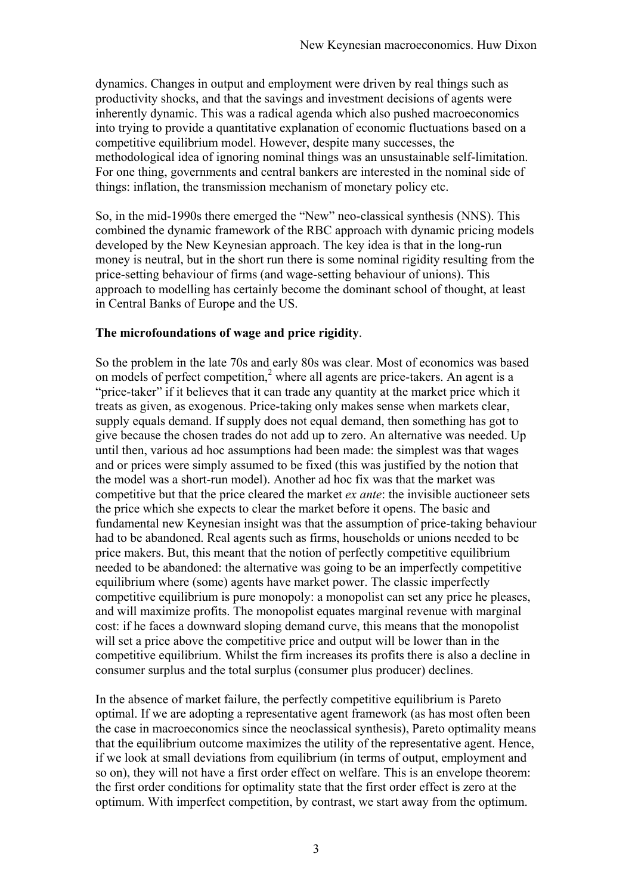dynamics. Changes in output and employment were driven by real things such as productivity shocks, and that the savings and investment decisions of agents were inherently dynamic. This was a radical agenda which also pushed macroeconomics into trying to provide a quantitative explanation of economic fluctuations based on a competitive equilibrium model. However, despite many successes, the methodological idea of ignoring nominal things was an unsustainable self-limitation. For one thing, governments and central bankers are interested in the nominal side of things: inflation, the transmission mechanism of monetary policy etc.

So, in the mid-1990s there emerged the "New" neo-classical synthesis (NNS). This combined the dynamic framework of the RBC approach with dynamic pricing models developed by the New Keynesian approach. The key idea is that in the long-run money is neutral, but in the short run there is some nominal rigidity resulting from the price-setting behaviour of firms (and wage-setting behaviour of unions). This approach to modelling has certainly become the dominant school of thought, at least in Central Banks of Europe and the US.

**The microfoundations of wage and price rigidity**.

So the problem in the late 70s and early 80s was clear. Most of economics was based on models of perfect competition,[2] where all agents are price-takers. An agent is a "price-taker" if it believes that it can trade any quantity at the market price which it treats as given, as exogenous. Price-taking only makes sense when markets clear, supply equals demand. If supply does not equal demand, then something has got to give because the chosen trades do not add up to zero. An alternative was needed. Up until then, various ad hoc assumptions had been made: the simplest was that wages and or prices were simply assumed to be fixed (this was justified by the notion that the model was a short-run model). Another ad hoc fix was that the market was competitive but that the price cleared the market *ex ante*: the invisible auctioneer sets the price which she expects to clear the market before it opens. The basic and fundamental new Keynesian insight was that the assumption of price-taking behaviour had to be abandoned. Real agents such as firms, households or unions needed to be price makers. But, this meant that the notion of perfectly competitive equilibrium needed to be abandoned: the alternative was going to be an imperfectly competitive equilibrium where (some) agents have market power. The classic imperfectly competitive equilibrium is pure monopoly: a monopolist can set any price he pleases, and will maximize profits. The monopolist equates marginal revenue with marginal cost: if he faces a downward sloping demand curve, this means that the monopolist will set a price above the competitive price and output will be lower than in the competitive equilibrium. Whilst the firm increases its profits there is also a decline in consumer surplus and the total surplus (consumer plus producer) declines.

In the absence of market failure, the perfectly competitive equilibrium is Pareto optimal. If we are adopting a representative agent framework (as has most often been the case in macroeconomics since the neoclassical synthesis), Pareto optimality means that the equilibrium outcome maximizes the utility of the representative agent. Hence, if we look at small deviations from equilibrium (in terms of output, employment and so on), they will not have a first order effect on welfare. This is an envelope theorem: the first order conditions for optimality state that the first order effect is zero at the optimum. With imperfect competition, by contrast, we start away from the optimum.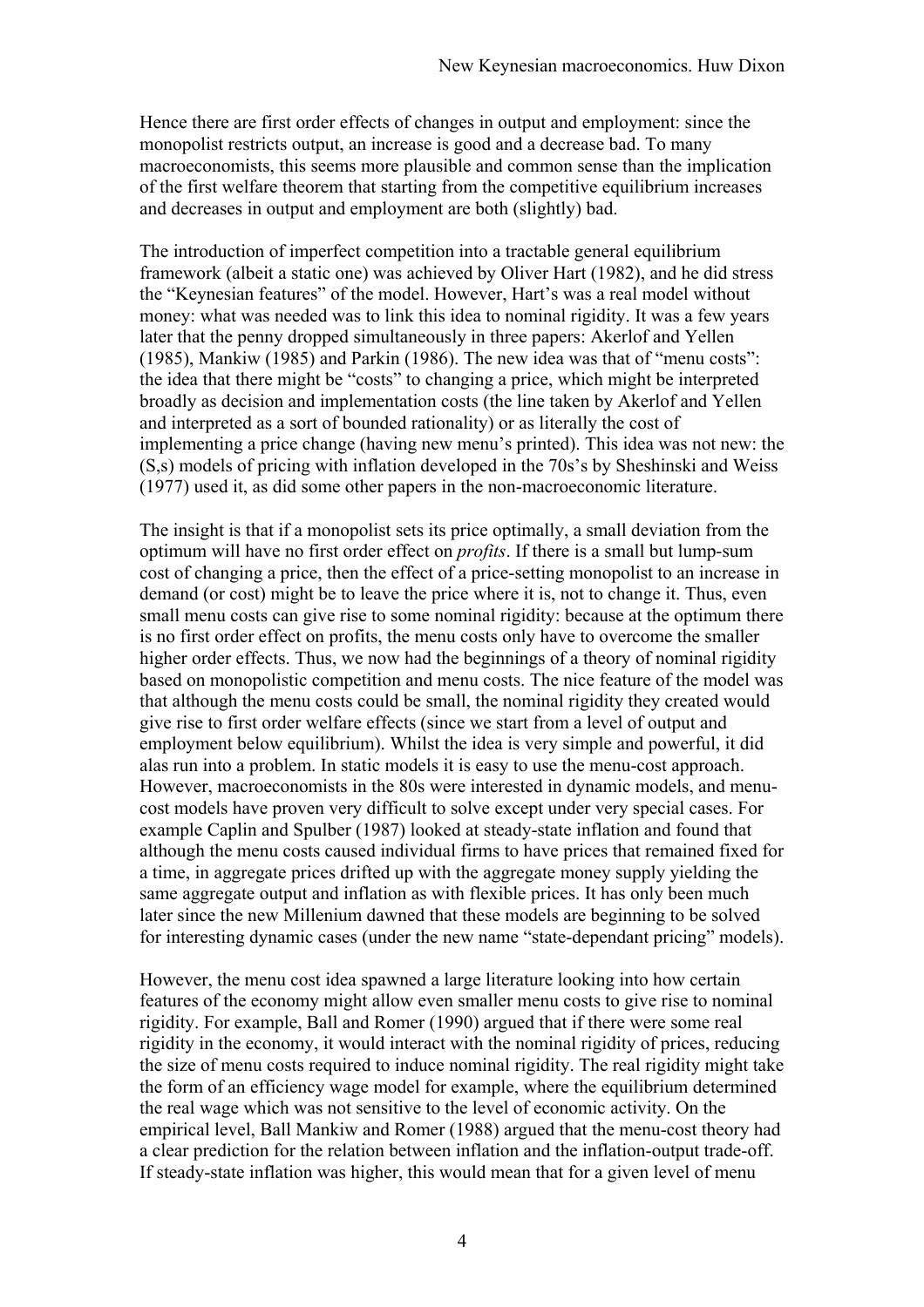Hence there are first order effects of changes in output and employment: since the monopolist restricts output, an increase is good and a decrease bad. To many macroeconomists, this seems more plausible and common sense than the implication of the first welfare theorem that starting from the competitive equilibrium increases and decreases in output and employment are both (slightly) bad.

The introduction of imperfect competition into a tractable general equilibrium framework (albeit a static one) was achieved by Oliver Hart (1982), and he did stress the "Keynesian features" of the model. However, Hart's was a real model without money: what was needed was to link this idea to nominal rigidity. It was a few years later that the penny dropped simultaneously in three papers: Akerlof and Yellen (1985), Mankiw (1985) and Parkin (1986). The new idea was that of "menu costs": the idea that there might be "costs" to changing a price, which might be interpreted broadly as decision and implementation costs (the line taken by Akerlof and Yellen and interpreted as a sort of bounded rationality) or as literally the cost of implementing a price change (having new menu's printed). This idea was not new: the (S,s) models of pricing with inflation developed in the 70s's by Sheshinski and Weiss (1977) used it, as did some other papers in the non-macroeconomic literature.

The insight is that if a monopolist sets its price optimally, a small deviation from the optimum will have no first order effect on *profits*. If there is a small but lump-sum cost of changing a price, then the effect of a price-setting monopolist to an increase in demand (or cost) might be to leave the price where it is, not to change it. Thus, even small menu costs can give rise to some nominal rigidity: because at the optimum there is no first order effect on profits, the menu costs only have to overcome the smaller higher order effects. Thus, we now had the beginnings of a theory of nominal rigidity based on monopolistic competition and menu costs. The nice feature of the model was that although the menu costs could be small, the nominal rigidity they created would give rise to first order welfare effects (since we start from a level of output and employment below equilibrium). Whilst the idea is very simple and powerful, it did alas run into a problem. In static models it is easy to use the menu-cost approach. However, macroeconomists in the 80s were interested in dynamic models, and menu-cost models have proven very difficult to solve except under very special cases. For example Caplin and Spulber (1987) looked at steady-state inflation and found that although the menu costs caused individual firms to have prices that remained fixed for a time, in aggregate prices drifted up with the aggregate money supply yielding the same aggregate output and inflation as with flexible prices. It has only been much later since the new Millenium dawned that these models are beginning to be solved for interesting dynamic cases (under the new name "state-dependant pricing" models).

However, the menu cost idea spawned a large literature looking into how certain features of the economy might allow even smaller menu costs to give rise to nominal rigidity. For example, Ball and Romer (1990) argued that if there were some real rigidity in the economy, it would interact with the nominal rigidity of prices, reducing the size of menu costs required to induce nominal rigidity. The real rigidity might take the form of an efficiency wage model for example, where the equilibrium determined the real wage which was not sensitive to the level of economic activity. On the empirical level, Ball Mankiw and Romer (1988) argued that the menu-cost theory had a clear prediction for the relation between inflation and the inflation-output trade-off. If steady-state inflation was higher, this would mean that for a given level of menu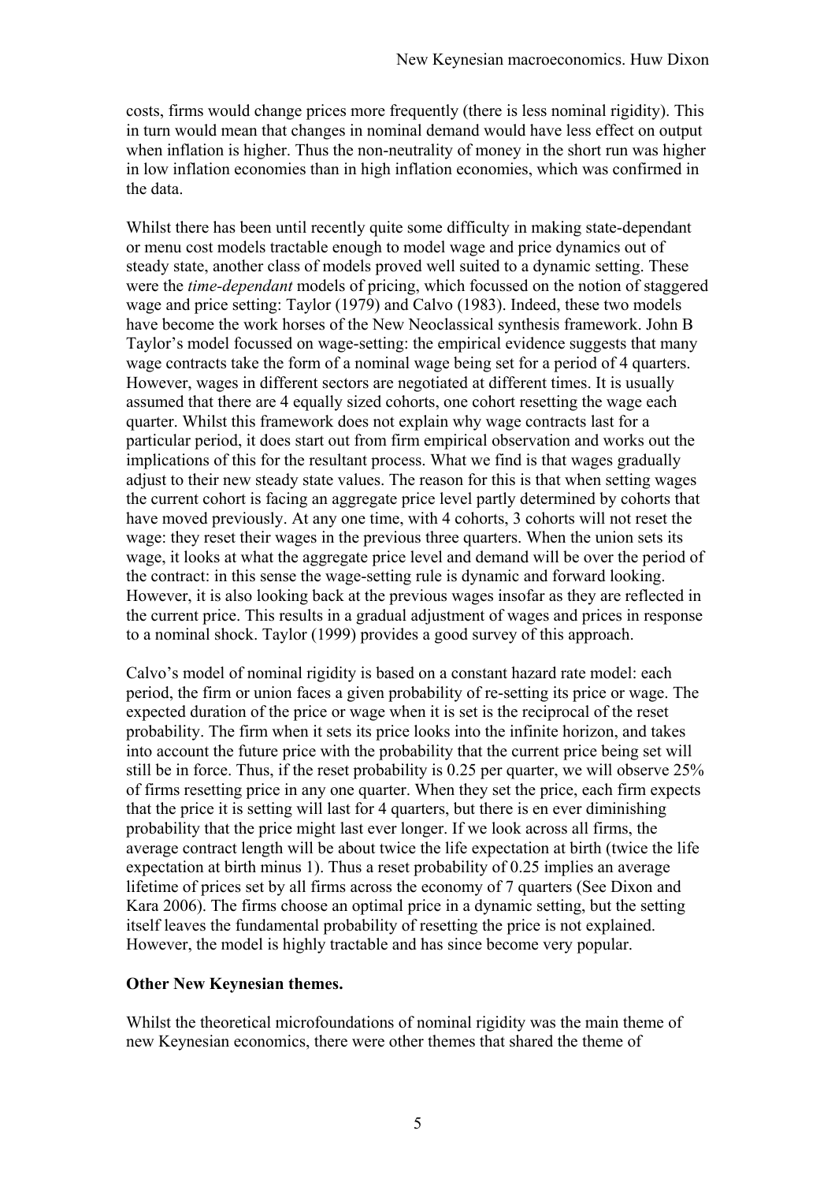costs, firms would change prices more frequently (there is less nominal rigidity). This in turn would mean that changes in nominal demand would have less effect on output when inflation is higher. Thus the non-neutrality of money in the short run was higher in low inflation economies than in high inflation economies, which was confirmed in the data.

Whilst there has been until recently quite some difficulty in making state-dependant or menu cost models tractable enough to model wage and price dynamics out of steady state, another class of models proved well suited to a dynamic setting. These were the *time-dependant* models of pricing, which focussed on the notion of staggered wage and price setting: Taylor (1979) and Calvo (1983). Indeed, these two models have become the work horses of the New Neoclassical synthesis framework. John B Taylor's model focussed on wage-setting: the empirical evidence suggests that many wage contracts take the form of a nominal wage being set for a period of 4 quarters. However, wages in different sectors are negotiated at different times. It is usually assumed that there are 4 equally sized cohorts, one cohort resetting the wage each quarter. Whilst this framework does not explain why wage contracts last for a particular period, it does start out from firm empirical observation and works out the implications of this for the resultant process. What we find is that wages gradually adjust to their new steady state values. The reason for this is that when setting wages the current cohort is facing an aggregate price level partly determined by cohorts that have moved previously. At any one time, with 4 cohorts, 3 cohorts will not reset the wage: they reset their wages in the previous three quarters. When the union sets its wage, it looks at what the aggregate price level and demand will be over the period of the contract: in this sense the wage-setting rule is dynamic and forward looking. However, it is also looking back at the previous wages insofar as they are reflected in the current price. This results in a gradual adjustment of wages and prices in response to a nominal shock. Taylor (1999) provides a good survey of this approach.

Calvo's model of nominal rigidity is based on a constant hazard rate model: each period, the firm or union faces a given probability of re-setting its price or wage. The expected duration of the price or wage when it is set is the reciprocal of the reset probability. The firm when it sets its price looks into the infinite horizon, and takes into account the future price with the probability that the current price being set will still be in force. Thus, if the reset probability is 0.25 per quarter, we will observe 25% of firms resetting price in any one quarter. When they set the price, each firm expects that the price it is setting will last for 4 quarters, but there is en ever diminishing probability that the price might last ever longer. If we look across all firms, the average contract length will be about twice the life expectation at birth (twice the life expectation at birth minus 1). Thus a reset probability of 0.25 implies an average lifetime of prices set by all firms across the economy of 7 quarters (See Dixon and Kara 2006). The firms choose an optimal price in a dynamic setting, but the setting itself leaves the fundamental probability of resetting the price is not explained. However, the model is highly tractable and has since become very popular.

**Other New Keynesian themes.**

Whilst the theoretical microfoundations of nominal rigidity was the main theme of new Keynesian economics, there were other themes that shared the theme of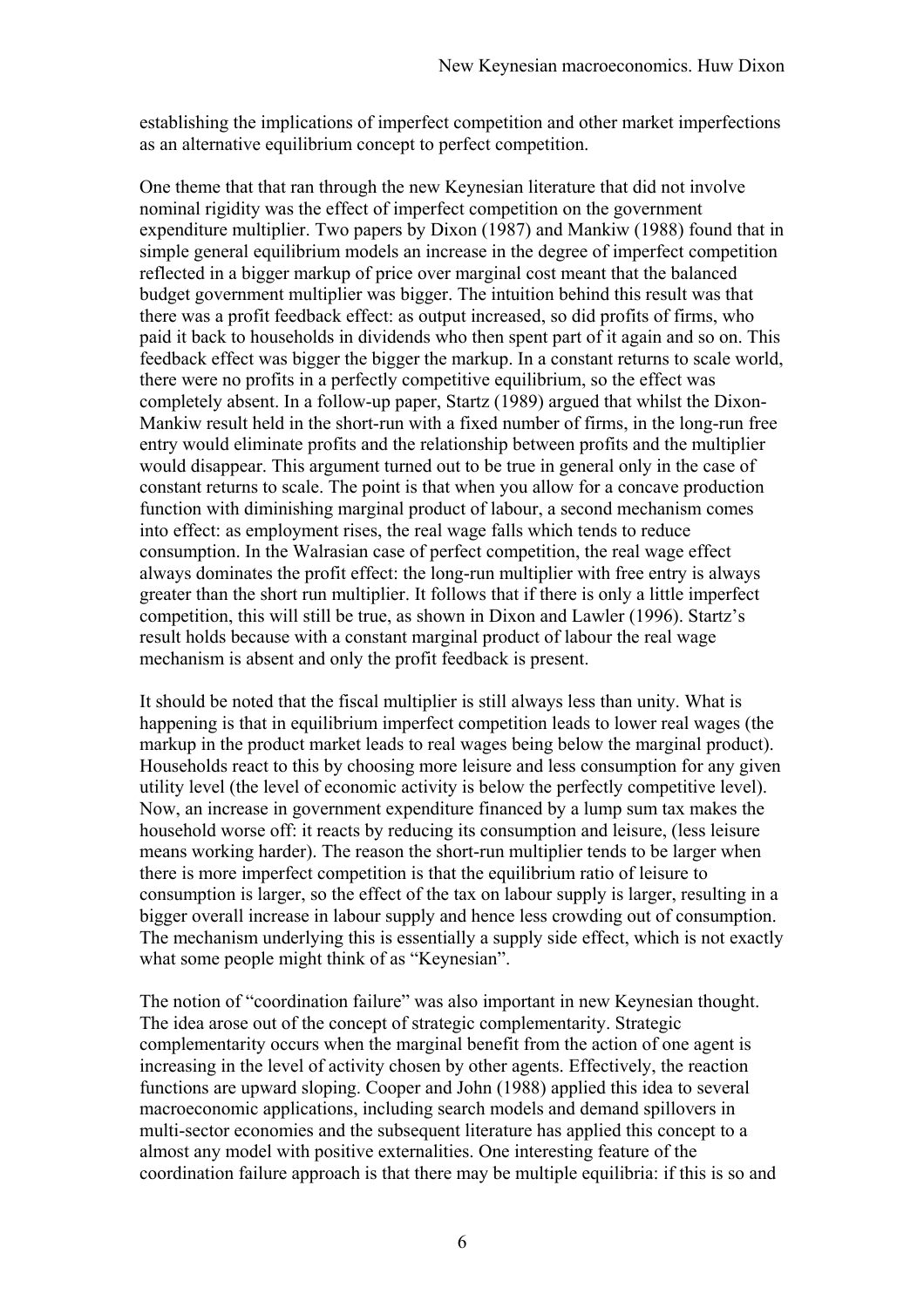establishing the implications of imperfect competition and other market imperfections as an alternative equilibrium concept to perfect competition.

One theme that that ran through the new Keynesian literature that did not involve nominal rigidity was the effect of imperfect competition on the government expenditure multiplier. Two papers by Dixon (1987) and Mankiw (1988) found that in simple general equilibrium models an increase in the degree of imperfect competition reflected in a bigger markup of price over marginal cost meant that the balanced budget government multiplier was bigger. The intuition behind this result was that there was a profit feedback effect: as output increased, so did profits of firms, who paid it back to households in dividends who then spent part of it again and so on. This feedback effect was bigger the bigger the markup. In a constant returns to scale world, there were no profits in a perfectly competitive equilibrium, so the effect was completely absent. In a follow-up paper, Startz (1989) argued that whilst the Dixon-Mankiw result held in the short-run with a fixed number of firms, in the long-run free entry would eliminate profits and the relationship between profits and the multiplier would disappear. This argument turned out to be true in general only in the case of constant returns to scale. The point is that when you allow for a concave production function with diminishing marginal product of labour, a second mechanism comes into effect: as employment rises, the real wage falls which tends to reduce consumption. In the Walrasian case of perfect competition, the real wage effect always dominates the profit effect: the long-run multiplier with free entry is always greater than the short run multiplier. It follows that if there is only a little imperfect competition, this will still be true, as shown in Dixon and Lawler (1996). Startz's result holds because with a constant marginal product of labour the real wage mechanism is absent and only the profit feedback is present.

It should be noted that the fiscal multiplier is still always less than unity. What is happening is that in equilibrium imperfect competition leads to lower real wages (the markup in the product market leads to real wages being below the marginal product). Households react to this by choosing more leisure and less consumption for any given utility level (the level of economic activity is below the perfectly competitive level). Now, an increase in government expenditure financed by a lump sum tax makes the household worse off: it reacts by reducing its consumption and leisure, (less leisure means working harder). The reason the short-run multiplier tends to be larger when there is more imperfect competition is that the equilibrium ratio of leisure to consumption is larger, so the effect of the tax on labour supply is larger, resulting in a bigger overall increase in labour supply and hence less crowding out of consumption. The mechanism underlying this is essentially a supply side effect, which is not exactly what some people might think of as "Keynesian".

The notion of "coordination failure" was also important in new Keynesian thought. The idea arose out of the concept of strategic complementarity. Strategic complementarity occurs when the marginal benefit from the action of one agent is increasing in the level of activity chosen by other agents. Effectively, the reaction functions are upward sloping. Cooper and John (1988) applied this idea to several macroeconomic applications, including search models and demand spillovers in multi-sector economies and the subsequent literature has applied this concept to a almost any model with positive externalities. One interesting feature of the coordination failure approach is that there may be multiple equilibria: if this is so and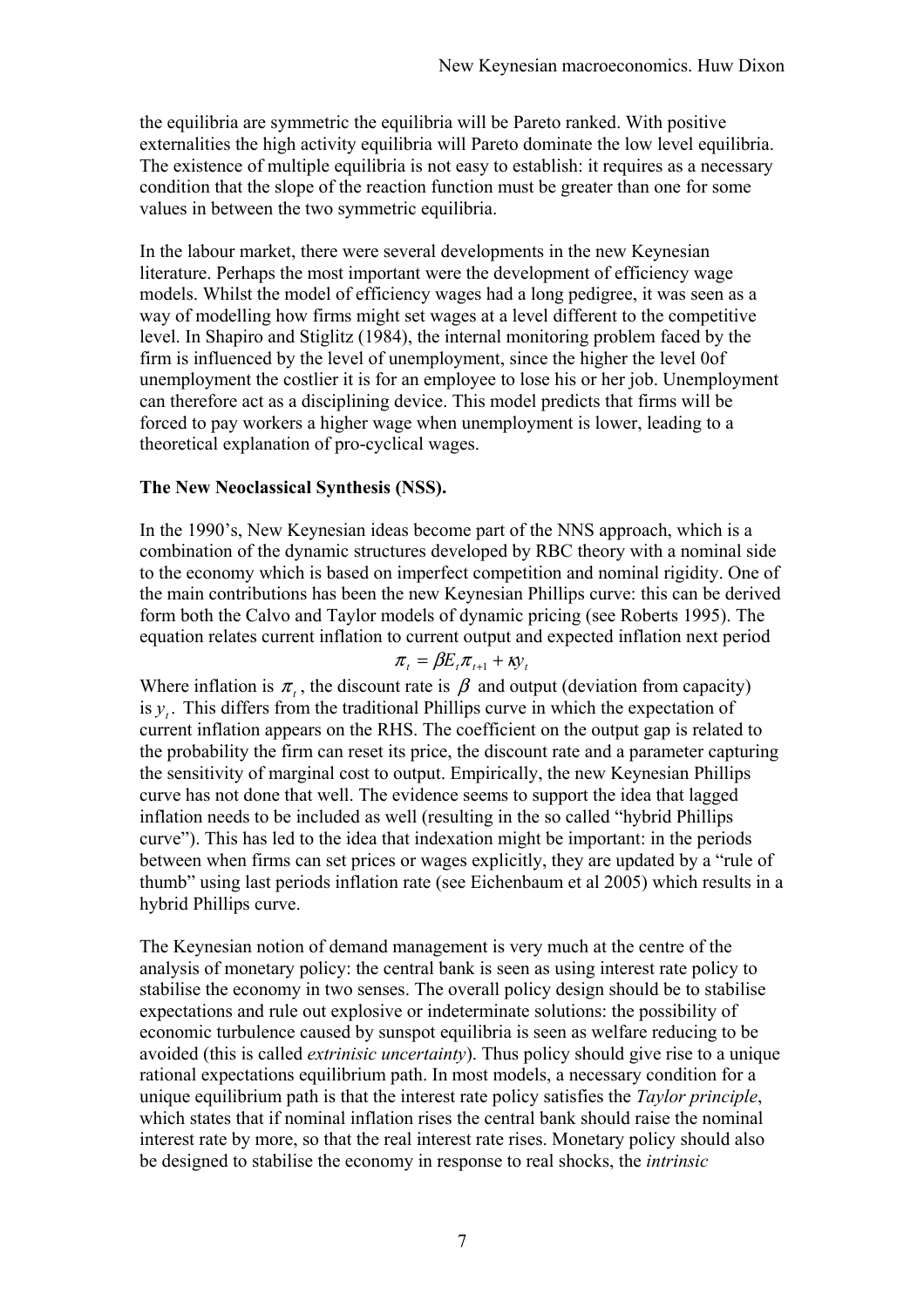the equilibria are symmetric the equilibria will be Pareto ranked. With positive externalities the high activity equilibria will Pareto dominate the low level equilibria. The existence of multiple equilibria is not easy to establish: it requires as a necessary condition that the slope of the reaction function must be greater than one for some values in between the two symmetric equilibria.

In the labour market, there were several developments in the new Keynesian literature. Perhaps the most important were the development of efficiency wage models. Whilst the model of efficiency wages had a long pedigree, it was seen as a way of modelling how firms might set wages at a level different to the competitive level. In Shapiro and Stiglitz (1984), the internal monitoring problem faced by the firm is influenced by the level of unemployment, since the higher the level 0of unemployment the costlier it is for an employee to lose his or her job. Unemployment can therefore act as a disciplining device. This model predicts that firms will be forced to pay workers a higher wage when unemployment is lower, leading to a theoretical explanation of pro-cyclical wages.

**The New Neoclassical Synthesis (NSS).**

In the 1990's, New Keynesian ideas become part of the NNS approach, which is a combination of the dynamic structures developed by RBC theory with a nominal side to the economy which is based on imperfect competition and nominal rigidity. One of the main contributions has been the new Keynesian Phillips curve: this can be derived form both the Calvo and Taylor models of dynamic pricing (see Roberts 1995). The equation relates current inflation to current output and expected inflation next period

$$\pi_t = \beta E_t \pi_{t+1} + \kappa y_t$$

Where inflation is $\pi_t$, the discount rate is $\beta$ and output (deviation from capacity) is $y_t$. This differs from the traditional Phillips curve in which the expectation of current inflation appears on the RHS. The coefficient on the output gap is related to the probability the firm can reset its price, the discount rate and a parameter capturing the sensitivity of marginal cost to output. Empirically, the new Keynesian Phillips curve has not done that well. The evidence seems to support the idea that lagged inflation needs to be included as well (resulting in the so called "hybrid Phillips curve"). This has led to the idea that indexation might be important: in the periods between when firms can set prices or wages explicitly, they are updated by a "rule of thumb" using last periods inflation rate (see Eichenbaum et al 2005) which results in a hybrid Phillips curve.

The Keynesian notion of demand management is very much at the centre of the analysis of monetary policy: the central bank is seen as using interest rate policy to stabilise the economy in two senses. The overall policy design should be to stabilise expectations and rule out explosive or indeterminate solutions: the possibility of economic turbulence caused by sunspot equilibria is seen as welfare reducing to be avoided (this is called *extrinisic uncertainty*). Thus policy should give rise to a unique rational expectations equilibrium path. In most models, a necessary condition for a unique equilibrium path is that the interest rate policy satisfies the *Taylor principle*, which states that if nominal inflation rises the central bank should raise the nominal interest rate by more, so that the real interest rate rises. Monetary policy should also be designed to stabilise the economy in response to real shocks, the *intrinsic*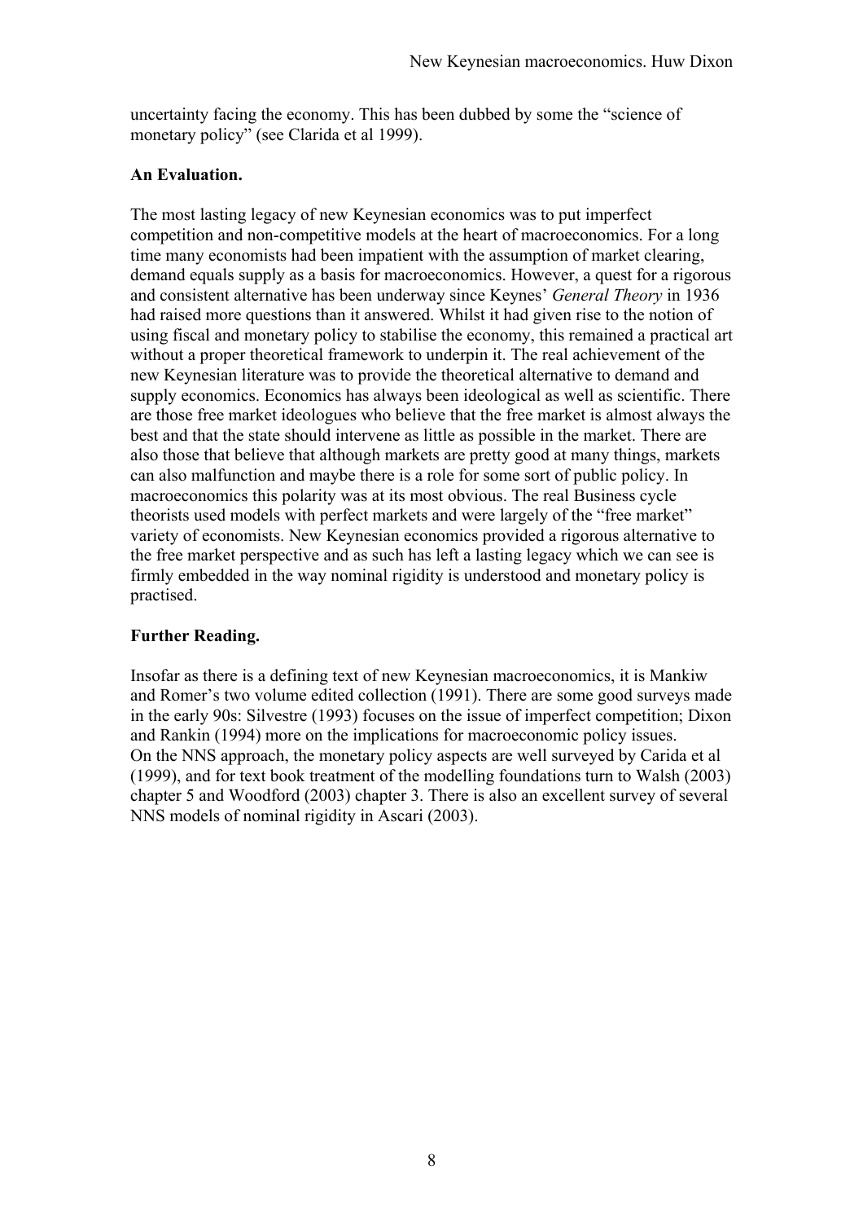uncertainty facing the economy. This has been dubbed by some the "science of monetary policy" (see Clarida et al 1999).

**An Evaluation.**

The most lasting legacy of new Keynesian economics was to put imperfect competition and non-competitive models at the heart of macroeconomics. For a long time many economists had been impatient with the assumption of market clearing, demand equals supply as a basis for macroeconomics. However, a quest for a rigorous and consistent alternative has been underway since Keynes' *General Theory* in 1936 had raised more questions than it answered. Whilst it had given rise to the notion of using fiscal and monetary policy to stabilise the economy, this remained a practical art without a proper theoretical framework to underpin it. The real achievement of the new Keynesian literature was to provide the theoretical alternative to demand and supply economics. Economics has always been ideological as well as scientific. There are those free market ideologues who believe that the free market is almost always the best and that the state should intervene as little as possible in the market. There are also those that believe that although markets are pretty good at many things, markets can also malfunction and maybe there is a role for some sort of public policy. In macroeconomics this polarity was at its most obvious. The real Business cycle theorists used models with perfect markets and were largely of the "free market" variety of economists. New Keynesian economics provided a rigorous alternative to the free market perspective and as such has left a lasting legacy which we can see is firmly embedded in the way nominal rigidity is understood and monetary policy is practised.

**Further Reading.**

Insofar as there is a defining text of new Keynesian macroeconomics, it is Mankiw and Romer's two volume edited collection (1991). There are some good surveys made in the early 90s: Silvestre (1993) focuses on the issue of imperfect competition; Dixon and Rankin (1994) more on the implications for macroeconomic policy issues. On the NNS approach, the monetary policy aspects are well surveyed by Carida et al (1999), and for text book treatment of the modelling foundations turn to Walsh (2003) chapter 5 and Woodford (2003) chapter 3. There is also an excellent survey of several NNS models of nominal rigidity in Ascari (2003).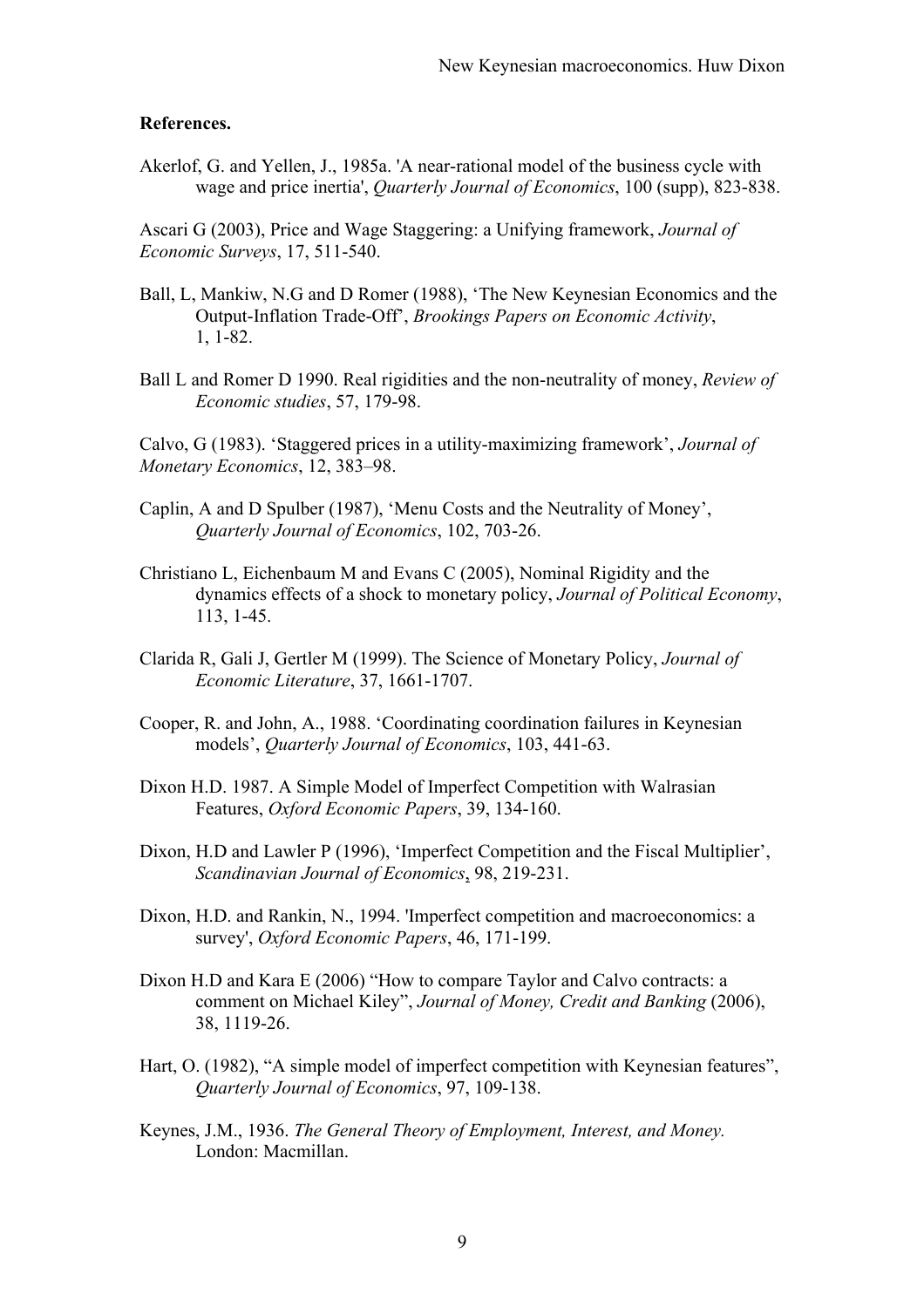**References.**

Akerlof, G. and Yellen, J., 1985a. 'A near-rational model of the business cycle with wage and price inertia', *Quarterly Journal of Economics*, 100 (supp), 823-838.

Ascari G (2003), Price and Wage Staggering: a Unifying framework, *Journal of Economic Surveys*, 17, 511-540.

Ball, L, Mankiw, N.G and D Romer (1988), 'The New Keynesian Economics and the Output-Inflation Trade-Off', *Brookings Papers on Economic Activity*, 1, 1-82.

Ball L and Romer D 1990. Real rigidities and the non-neutrality of money, *Review of Economic studies*, 57, 179-98.

Calvo, G (1983). 'Staggered prices in a utility-maximizing framework', *Journal of Monetary Economics*, 12, 383–98.

Caplin, A and D Spulber (1987), 'Menu Costs and the Neutrality of Money', *Quarterly Journal of Economics*, 102, 703-26.

Christiano L, Eichenbaum M and Evans C (2005), Nominal Rigidity and the dynamics effects of a shock to monetary policy, *Journal of Political Economy*, 113, 1-45.

Clarida R, Gali J, Gertler M (1999). The Science of Monetary Policy, *Journal of Economic Literature*, 37, 1661-1707.

Cooper, R. and John, A., 1988. 'Coordinating coordination failures in Keynesian models', *Quarterly Journal of Economics*, 103, 441-63.

Dixon H.D. 1987. A Simple Model of Imperfect Competition with Walrasian Features, *Oxford Economic Papers*, 39, 134-160.

Dixon, H.D and Lawler P (1996), 'Imperfect Competition and the Fiscal Multiplier', *Scandinavian Journal of Economics*, 98, 219-231.

Dixon, H.D. and Rankin, N., 1994. 'Imperfect competition and macroeconomics: a survey', *Oxford Economic Papers*, 46, 171-199.

Dixon H.D and Kara E (2006) "How to compare Taylor and Calvo contracts: a comment on Michael Kiley", *Journal of Money, Credit and Banking* (2006), 38, 1119-26.

Hart, O. (1982), "A simple model of imperfect competition with Keynesian features", *Quarterly Journal of Economics*, 97, 109-138.

Keynes, J.M., 1936. *The General Theory of Employment, Interest, and Money.* London: Macmillan.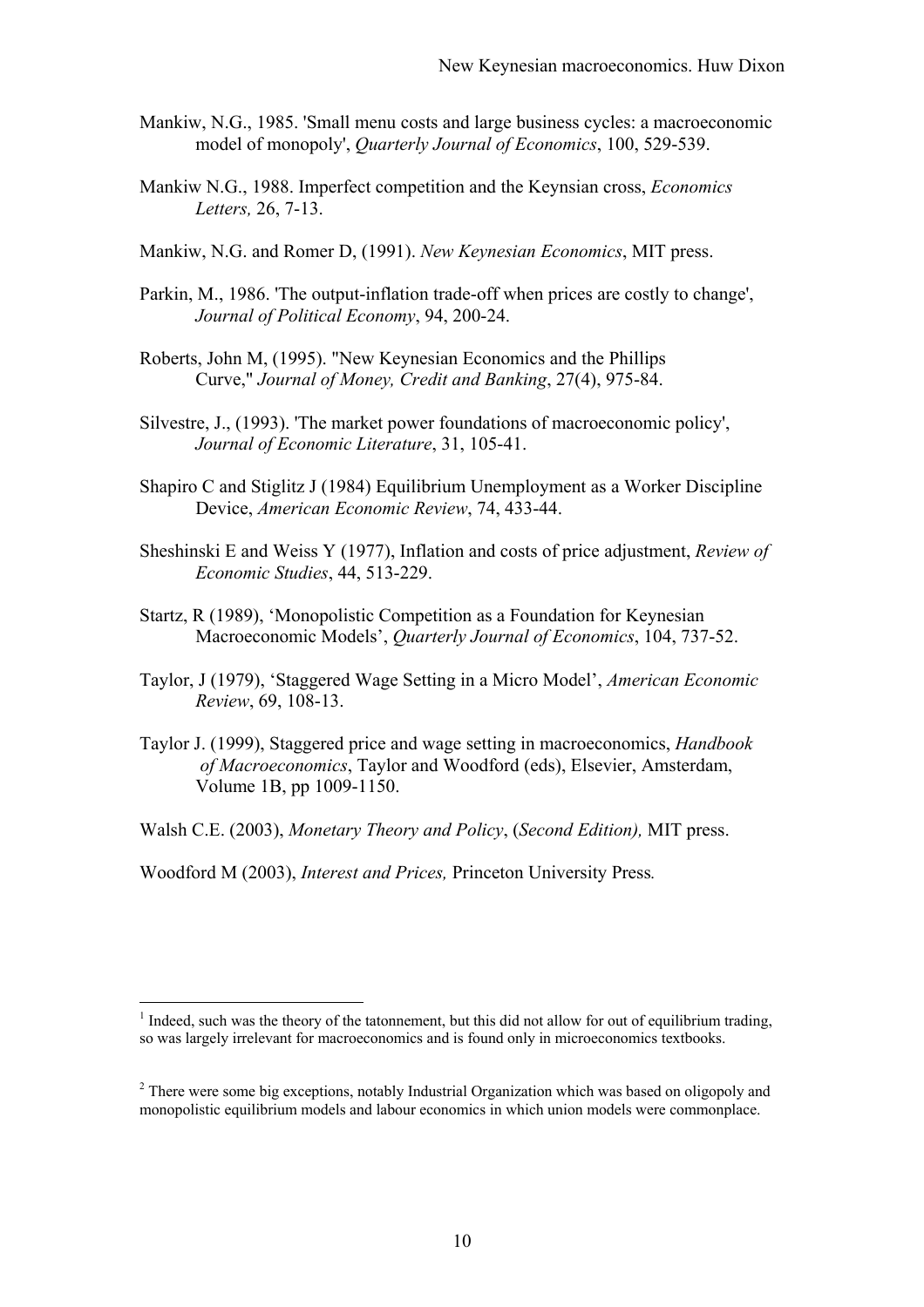Mankiw, N.G., 1985. 'Small menu costs and large business cycles: a macroeconomic model of monopoly', *Quarterly Journal of Economics*, 100, 529-539.

Mankiw N.G., 1988. Imperfect competition and the Keynsian cross, *Economics Letters,* 26, 7-13.

Mankiw, N.G. and Romer D, (1991). *New Keynesian Economics*, MIT press.

Parkin, M., 1986. 'The output-inflation trade-off when prices are costly to change', *Journal of Political Economy*, 94, 200-24.

Roberts, John M, (1995). "New Keynesian Economics and the Phillips Curve," *Journal of Money, Credit and Banking*, 27(4), 975-84.

Silvestre, J., (1993). 'The market power foundations of macroeconomic policy', *Journal of Economic Literature*, 31, 105-41.

Shapiro C and Stiglitz J (1984) Equilibrium Unemployment as a Worker Discipline Device, *American Economic Review*, 74, 433-44.

Sheshinski E and Weiss Y (1977), Inflation and costs of price adjustment, *Review of Economic Studies*, 44, 513-229.

Startz, R (1989), 'Monopolistic Competition as a Foundation for Keynesian Macroeconomic Models', *Quarterly Journal of Economics*, 104, 737-52.

Taylor, J (1979), 'Staggered Wage Setting in a Micro Model', *American Economic Review*, 69, 108-13.

Taylor J. (1999), Staggered price and wage setting in macroeconomics, *Handbook of Macroeconomics*, Taylor and Woodford (eds), Elsevier, Amsterdam, Volume 1B, pp 1009-1150.

Walsh C.E. (2003), *Monetary Theory and Policy*, (*Second Edition),* MIT press.

Woodford M (2003), *Interest and Prices,* Princeton University Press*.*

---

[1] Indeed, such was the theory of the tatonnement, but this did not allow for out of equilibrium trading, so was largely irrelevant for macroeconomics and is found only in microeconomics textbooks.

[2] There were some big exceptions, notably Industrial Organization which was based on oligopoly and monopolistic equilibrium models and labour economics in which union models were commonplace.